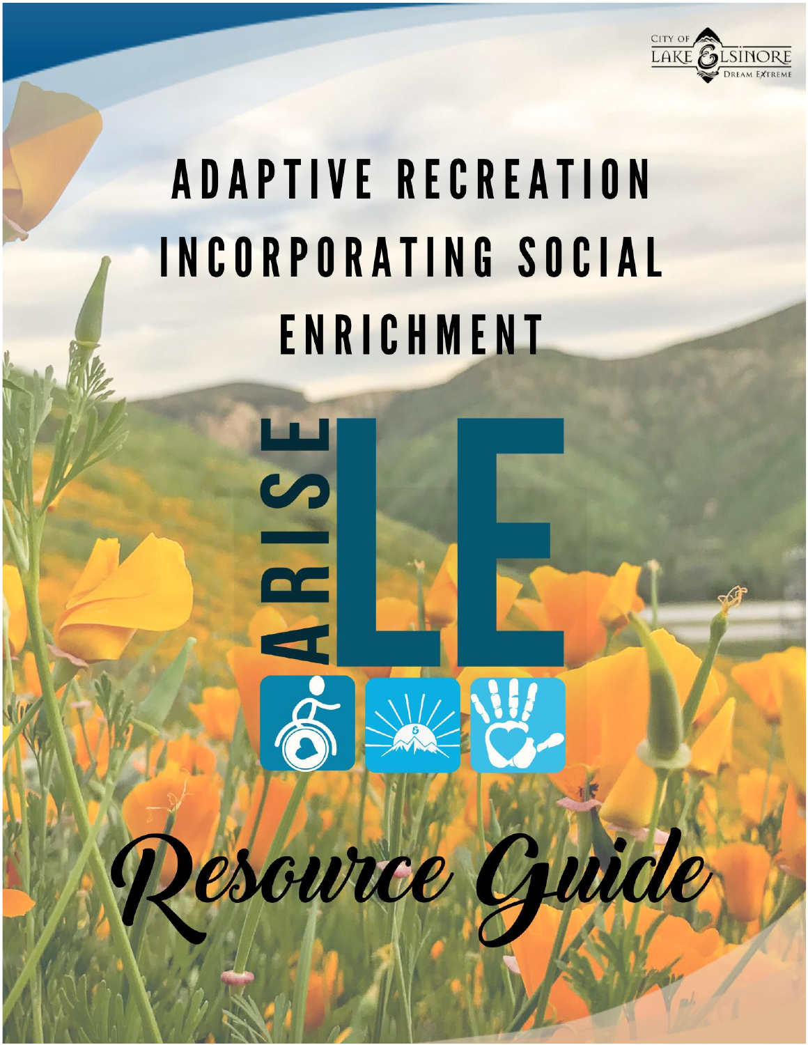CITY OF LAKE ELSINORE
DREAM EXTREME

# ADAPTIVE RECREATION INCORPORATING SOCIAL ENRICHMENT

# ARISE LE

# Resource Guide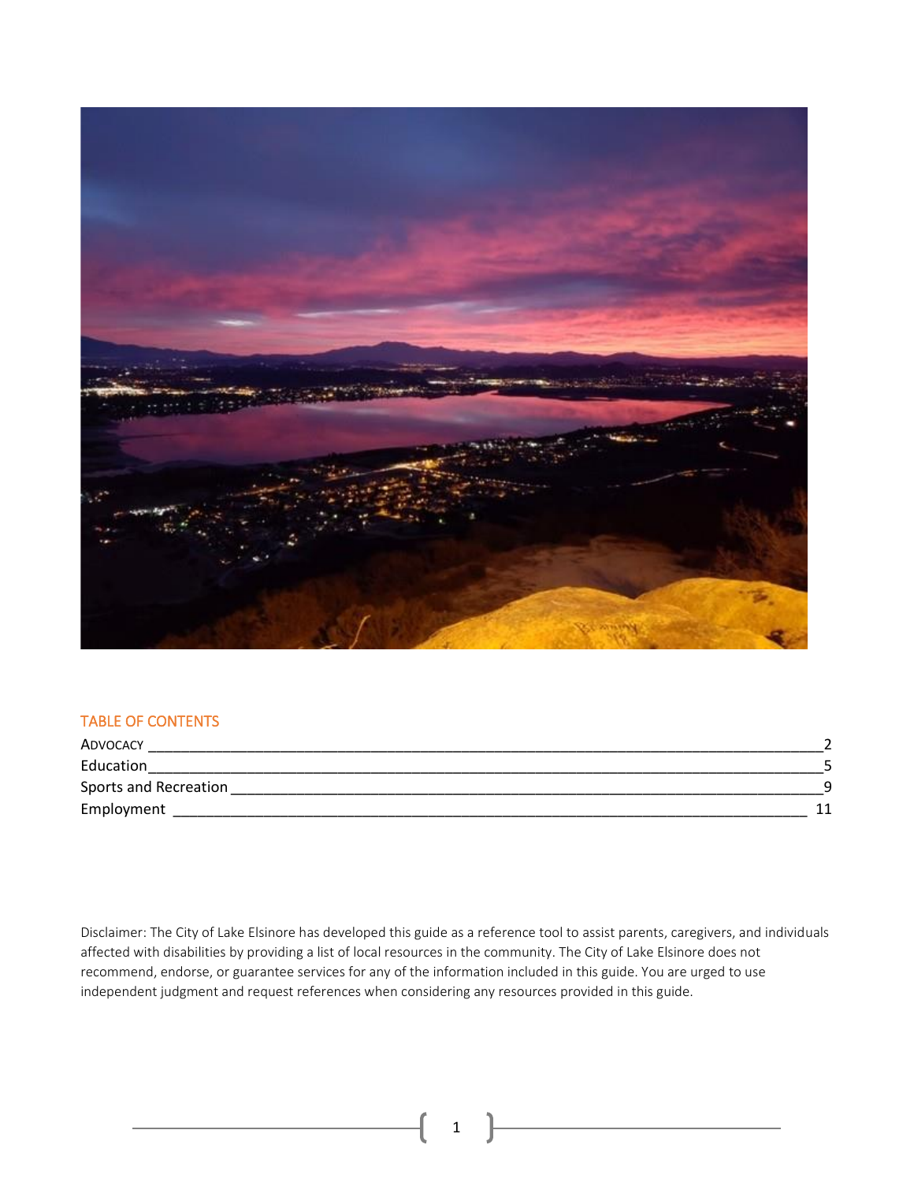## TABLE OF CONTENTS

| | |
|---|---|
| ADVOCACY | 2 |
| Education | 5 |
| Sports and Recreation | 9 |
| Employment | 11 |

Disclaimer: The City of Lake Elsinore has developed this guide as a reference tool to assist parents, caregivers, and individuals affected with disabilities by providing a list of local resources in the community. The City of Lake Elsinore does not recommend, endorse, or guarantee services for any of the information included in this guide. You are urged to use independent judgment and request references when considering any resources provided in this guide.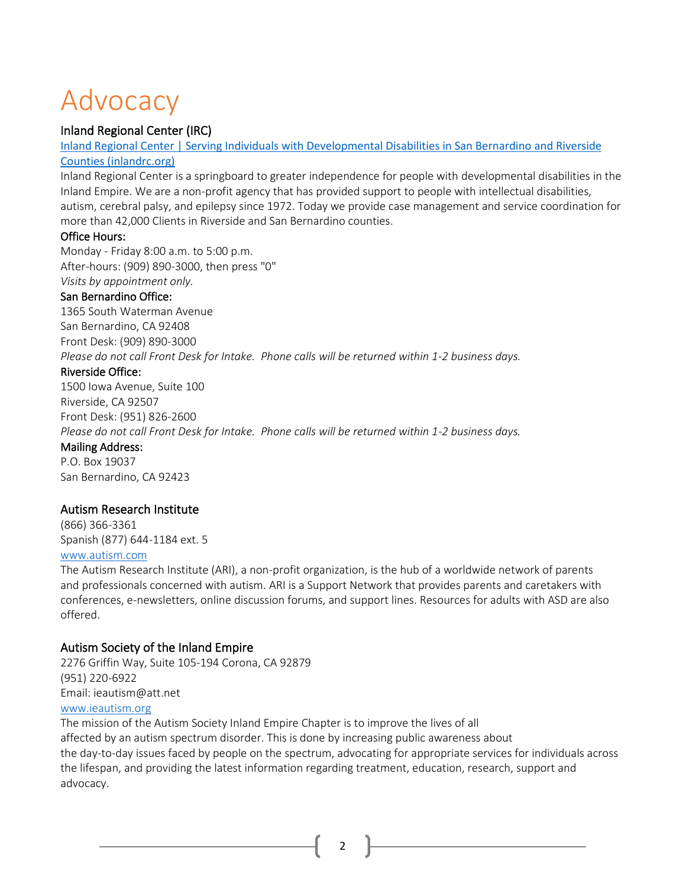# Advocacy

### Inland Regional Center (IRC)

[Inland Regional Center | Serving Individuals with Developmental Disabilities in San Bernardino and Riverside Counties (inlandrc.org)](https://inlandrc.org)

Inland Regional Center is a springboard to greater independence for people with developmental disabilities in the Inland Empire. We are a non-profit agency that has provided support to people with intellectual disabilities, autism, cerebral palsy, and epilepsy since 1972. Today we provide case management and service coordination for more than 42,000 Clients in Riverside and San Bernardino counties.

**Office Hours:**
Monday - Friday 8:00 a.m. to 5:00 p.m.
After-hours: (909) 890-3000, then press "0"
*Visits by appointment only.*

**San Bernardino Office:**
1365 South Waterman Avenue
San Bernardino, CA 92408
Front Desk: (909) 890-3000
*Please do not call Front Desk for Intake. Phone calls will be returned within 1-2 business days.*

**Riverside Office:**
1500 Iowa Avenue, Suite 100
Riverside, CA 92507
Front Desk: (951) 826-2600
*Please do not call Front Desk for Intake. Phone calls will be returned within 1-2 business days.*

**Mailing Address:**
P.O. Box 19037
San Bernardino, CA 92423

### Autism Research Institute

(866) 366-3361
Spanish (877) 644-1184 ext. 5
[www.autism.com](http://www.autism.com)

The Autism Research Institute (ARI), a non-profit organization, is the hub of a worldwide network of parents and professionals concerned with autism. ARI is a Support Network that provides parents and caretakers with conferences, e-newsletters, online discussion forums, and support lines. Resources for adults with ASD are also offered.

### Autism Society of the Inland Empire

2276 Griffin Way, Suite 105-194 Corona, CA 92879
(951) 220-6922
Email: ieautism@att.net
[www.ieautism.org](http://www.ieautism.org)

The mission of the Autism Society Inland Empire Chapter is to improve the lives of all affected by an autism spectrum disorder. This is done by increasing public awareness about the day-to-day issues faced by people on the spectrum, advocating for appropriate services for individuals across the lifespan, and providing the latest information regarding treatment, education, research, support and advocacy.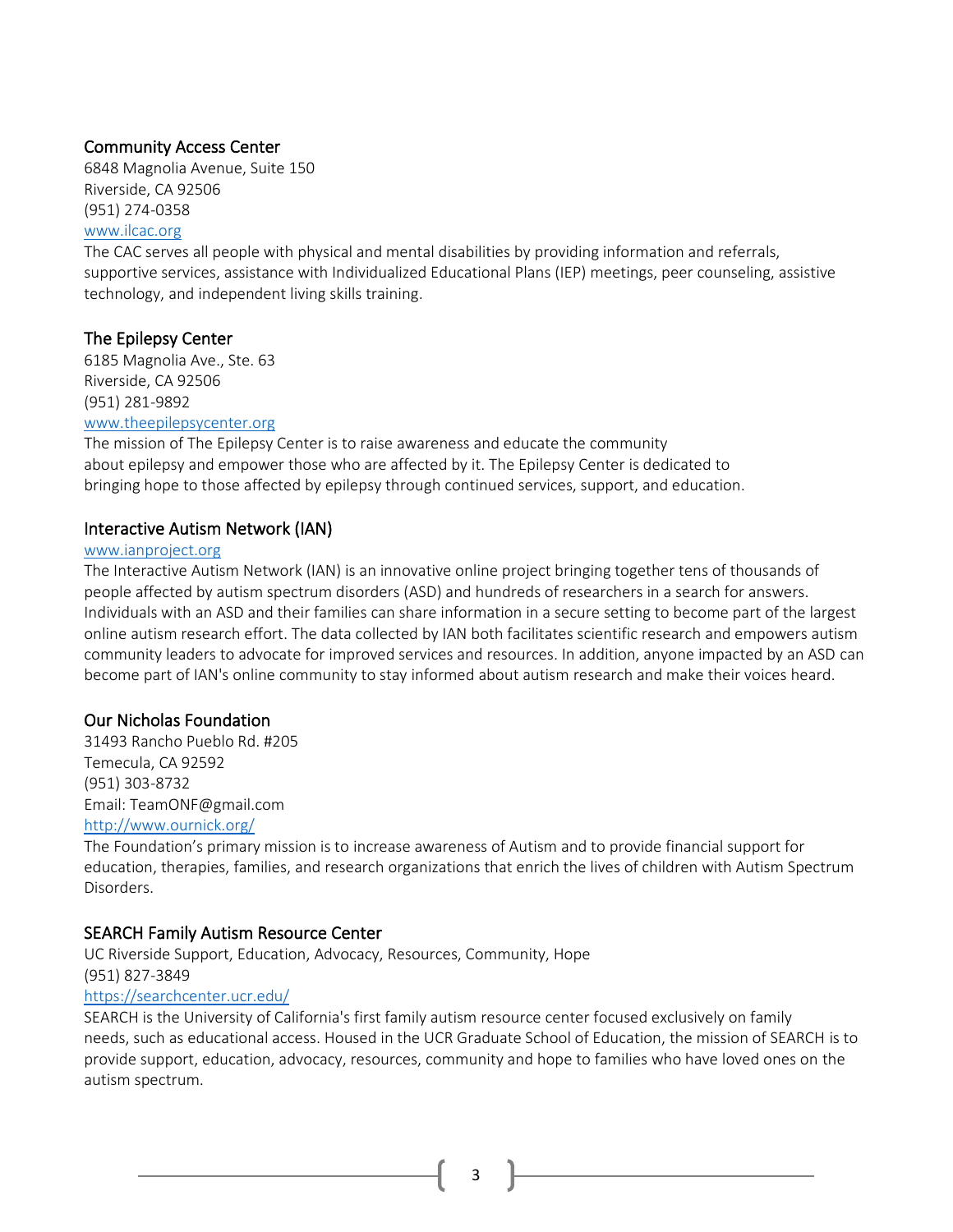### Community Access Center

6848 Magnolia Avenue, Suite 150
Riverside, CA 92506
(951) 274-0358
www.ilcac.org

The CAC serves all people with physical and mental disabilities by providing information and referrals, supportive services, assistance with Individualized Educational Plans (IEP) meetings, peer counseling, assistive technology, and independent living skills training.

### The Epilepsy Center

6185 Magnolia Ave., Ste. 63
Riverside, CA 92506
(951) 281-9892
www.theepilepsycenter.org

The mission of The Epilepsy Center is to raise awareness and educate the community about epilepsy and empower those who are affected by it. The Epilepsy Center is dedicated to bringing hope to those affected by epilepsy through continued services, support, and education.

### Interactive Autism Network (IAN)

www.ianproject.org

The Interactive Autism Network (IAN) is an innovative online project bringing together tens of thousands of people affected by autism spectrum disorders (ASD) and hundreds of researchers in a search for answers. Individuals with an ASD and their families can share information in a secure setting to become part of the largest online autism research effort. The data collected by IAN both facilitates scientific research and empowers autism community leaders to advocate for improved services and resources. In addition, anyone impacted by an ASD can become part of IAN's online community to stay informed about autism research and make their voices heard.

### Our Nicholas Foundation

31493 Rancho Pueblo Rd. #205
Temecula, CA 92592
(951) 303-8732
Email: TeamONF@gmail.com
http://www.ournick.org/

The Foundation's primary mission is to increase awareness of Autism and to provide financial support for education, therapies, families, and research organizations that enrich the lives of children with Autism Spectrum Disorders.

### SEARCH Family Autism Resource Center

UC Riverside Support, Education, Advocacy, Resources, Community, Hope
(951) 827-3849
https://searchcenter.ucr.edu/

SEARCH is the University of California's first family autism resource center focused exclusively on family needs, such as educational access. Housed in the UCR Graduate School of Education, the mission of SEARCH is to provide support, education, advocacy, resources, community and hope to families who have loved ones on the autism spectrum.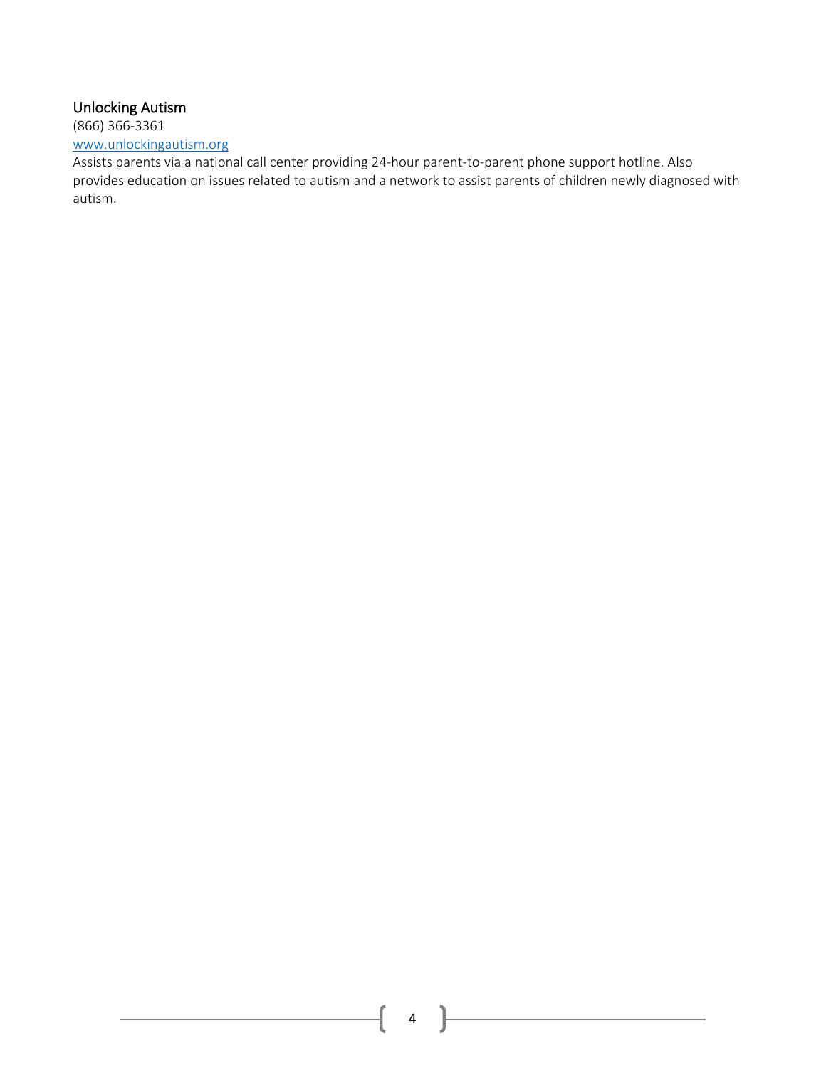### Unlocking Autism

(866) 366-3361

[www.unlockingautism.org](http://www.unlockingautism.org)

Assists parents via a national call center providing 24-hour parent-to-parent phone support hotline. Also provides education on issues related to autism and a network to assist parents of children newly diagnosed with autism.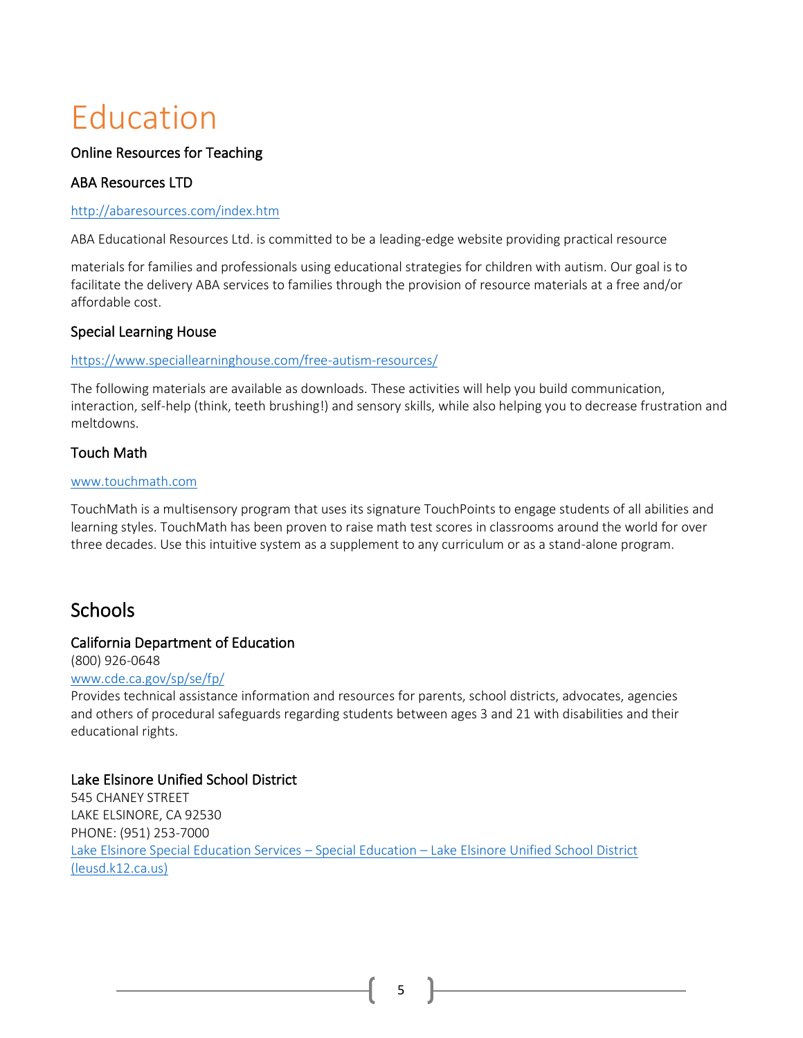# Education

### Online Resources for Teaching

### ABA Resources LTD

http://abaresources.com/index.htm

ABA Educational Resources Ltd. is committed to be a leading-edge website providing practical resource

materials for families and professionals using educational strategies for children with autism. Our goal is to facilitate the delivery ABA services to families through the provision of resource materials at a free and/or affordable cost.

### Special Learning House

https://www.speciallearninghouse.com/free-autism-resources/

The following materials are available as downloads. These activities will help you build communication, interaction, self-help (think, teeth brushing!) and sensory skills, while also helping you to decrease frustration and meltdowns.

### Touch Math

www.touchmath.com

TouchMath is a multisensory program that uses its signature TouchPoints to engage students of all abilities and learning styles. TouchMath has been proven to raise math test scores in classrooms around the world for over three decades. Use this intuitive system as a supplement to any curriculum or as a stand-alone program.

## Schools

### California Department of Education

(800) 926-0648
www.cde.ca.gov/sp/se/fp/
Provides technical assistance information and resources for parents, school districts, advocates, agencies and others of procedural safeguards regarding students between ages 3 and 21 with disabilities and their educational rights.

### Lake Elsinore Unified School District

545 CHANEY STREET
LAKE ELSINORE, CA 92530
PHONE: (951) 253-7000
Lake Elsinore Special Education Services – Special Education – Lake Elsinore Unified School District (leusd.k12.ca.us)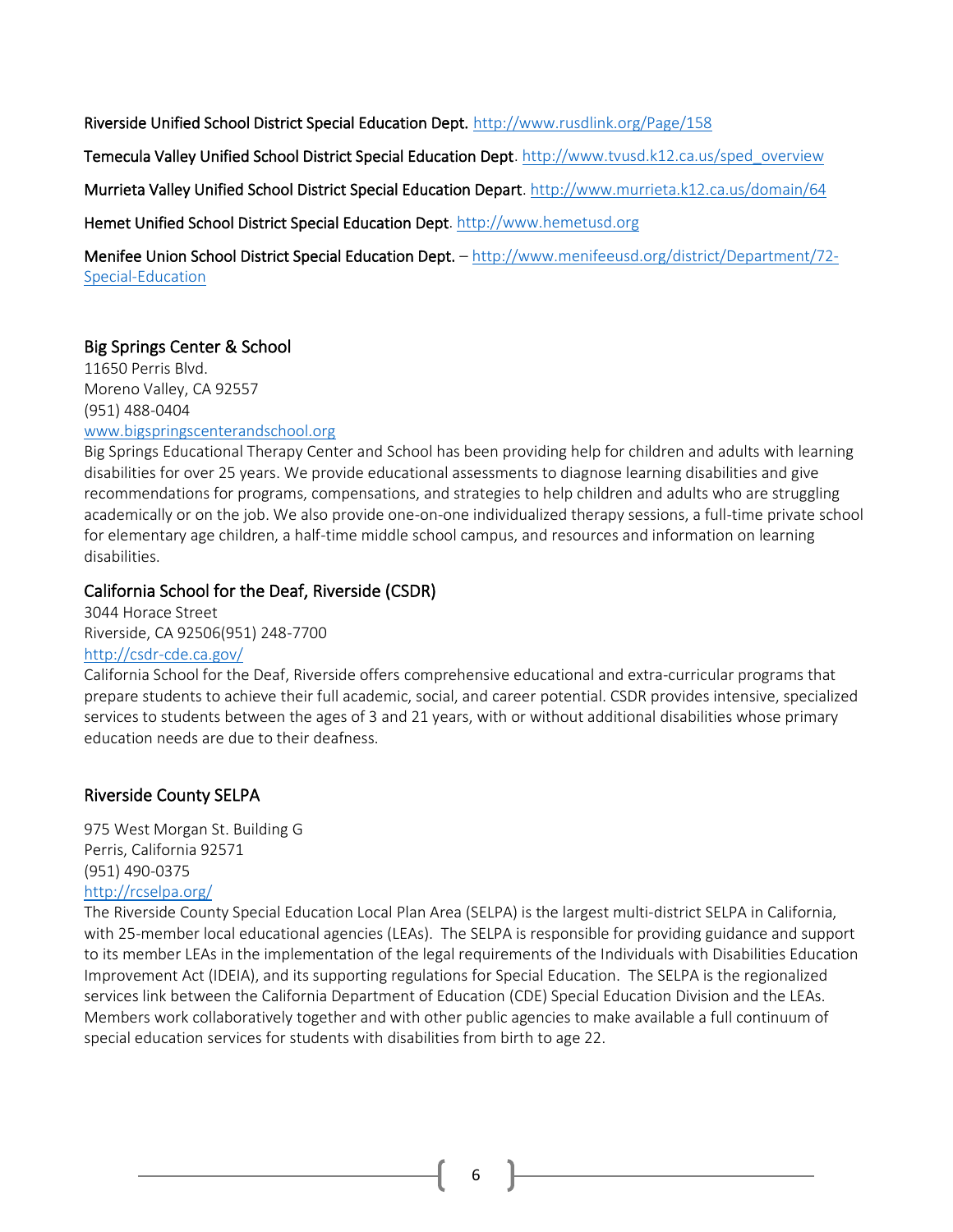**Riverside Unified School District Special Education Dept.** http://www.rusdlink.org/Page/158

**Temecula Valley Unified School District Special Education Dept**. http://www.tvusd.k12.ca.us/sped_overview

**Murrieta Valley Unified School District Special Education Depart**. http://www.murrieta.k12.ca.us/domain/64

**Hemet Unified School District Special Education Dept**. http://www.hemetusd.org

**Menifee Union School District Special Education Dept.** – http://www.menifeeusd.org/district/Department/72-Special-Education

### Big Springs Center & School

11650 Perris Blvd.
Moreno Valley, CA 92557
(951) 488-0404
www.bigspringscenterandschool.org

Big Springs Educational Therapy Center and School has been providing help for children and adults with learning disabilities for over 25 years. We provide educational assessments to diagnose learning disabilities and give recommendations for programs, compensations, and strategies to help children and adults who are struggling academically or on the job. We also provide one-on-one individualized therapy sessions, a full-time private school for elementary age children, a half-time middle school campus, and resources and information on learning disabilities.

### California School for the Deaf, Riverside (CSDR)

3044 Horace Street
Riverside, CA 92506(951) 248-7700
http://csdr-cde.ca.gov/

California School for the Deaf, Riverside offers comprehensive educational and extra-curricular programs that prepare students to achieve their full academic, social, and career potential. CSDR provides intensive, specialized services to students between the ages of 3 and 21 years, with or without additional disabilities whose primary education needs are due to their deafness.

### Riverside County SELPA

975 West Morgan St. Building G
Perris, California 92571
(951) 490-0375
http://rcselpa.org/

The Riverside County Special Education Local Plan Area (SELPA) is the largest multi-district SELPA in California, with 25-member local educational agencies (LEAs). The SELPA is responsible for providing guidance and support to its member LEAs in the implementation of the legal requirements of the Individuals with Disabilities Education Improvement Act (IDEIA), and its supporting regulations for Special Education. The SELPA is the regionalized services link between the California Department of Education (CDE) Special Education Division and the LEAs. Members work collaboratively together and with other public agencies to make available a full continuum of special education services for students with disabilities from birth to age 22.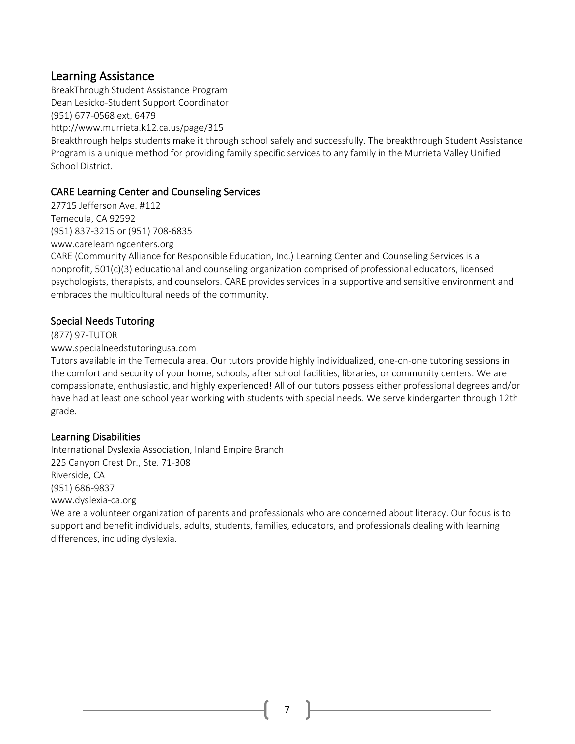## Learning Assistance

BreakThrough Student Assistance Program
Dean Lesicko-Student Support Coordinator
(951) 677-0568 ext. 6479
http://www.murrieta.k12.ca.us/page/315
Breakthrough helps students make it through school safely and successfully. The breakthrough Student Assistance Program is a unique method for providing family specific services to any family in the Murrieta Valley Unified School District.

### CARE Learning Center and Counseling Services

27715 Jefferson Ave. #112
Temecula, CA 92592
(951) 837-3215 or (951) 708-6835
www.carelearningcenters.org
CARE (Community Alliance for Responsible Education, Inc.) Learning Center and Counseling Services is a nonprofit, 501(c)(3) educational and counseling organization comprised of professional educators, licensed psychologists, therapists, and counselors. CARE provides services in a supportive and sensitive environment and embraces the multicultural needs of the community.

### Special Needs Tutoring

(877) 97-TUTOR
www.specialneedstutoringusa.com
Tutors available in the Temecula area. Our tutors provide highly individualized, one-on-one tutoring sessions in the comfort and security of your home, schools, after school facilities, libraries, or community centers. We are compassionate, enthusiastic, and highly experienced! All of our tutors possess either professional degrees and/or have had at least one school year working with students with special needs. We serve kindergarten through 12th grade.

### Learning Disabilities

International Dyslexia Association, Inland Empire Branch
225 Canyon Crest Dr., Ste. 71-308
Riverside, CA
(951) 686-9837
www.dyslexia-ca.org
We are a volunteer organization of parents and professionals who are concerned about literacy. Our focus is to support and benefit individuals, adults, students, families, educators, and professionals dealing with learning differences, including dyslexia.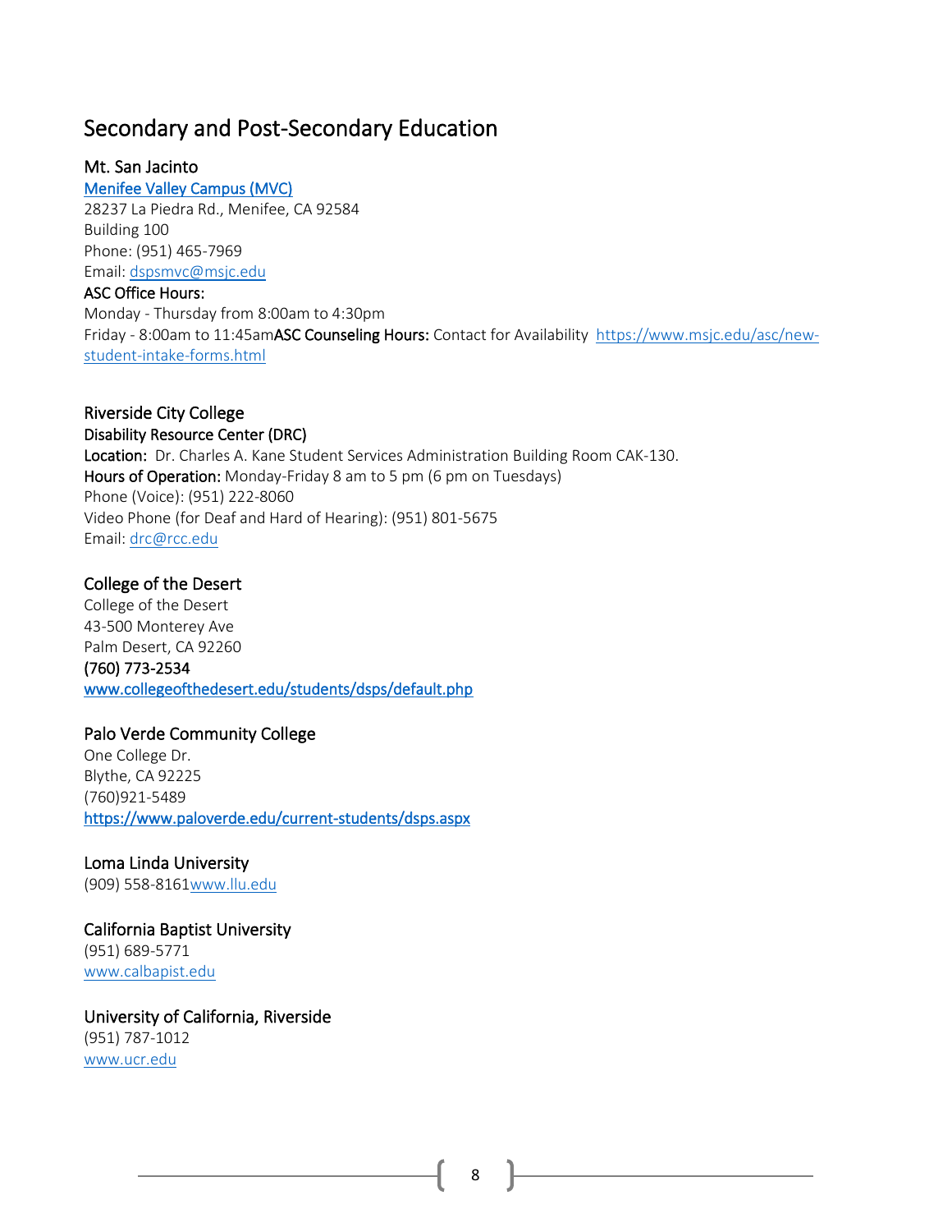# Secondary and Post-Secondary Education

## Mt. San Jacinto

[Menifee Valley Campus (MVC)](#)
28237 La Piedra Rd., Menifee, CA 92584
Building 100
Phone: (951) 465-7969
Email: dspsmvc@msjc.edu

**ASC Office Hours:**
Monday - Thursday from 8:00am to 4:30pm
Friday - 8:00am to 11:45am**ASC Counseling Hours:** Contact for Availability https://www.msjc.edu/asc/new-student-intake-forms.html

## Riverside City College

**Disability Resource Center (DRC)**
**Location:** Dr. Charles A. Kane Student Services Administration Building Room CAK-130.
**Hours of Operation:** Monday-Friday 8 am to 5 pm (6 pm on Tuesdays)
Phone (Voice): (951) 222-8060
Video Phone (for Deaf and Hard of Hearing): (951) 801-5675
Email: drc@rcc.edu

## College of the Desert

College of the Desert
43-500 Monterey Ave
Palm Desert, CA 92260
**(760) 773-2534**
www.collegeofthedesert.edu/students/dsps/default.php

## Palo Verde Community College

One College Dr.
Blythe, CA 92225
(760)921-5489
https://www.paloverde.edu/current-students/dsps.aspx

## Loma Linda University

(909) 558-8161www.llu.edu

## California Baptist University

(951) 689-5771
www.calbapist.edu

## University of California, Riverside

(951) 787-1012
www.ucr.edu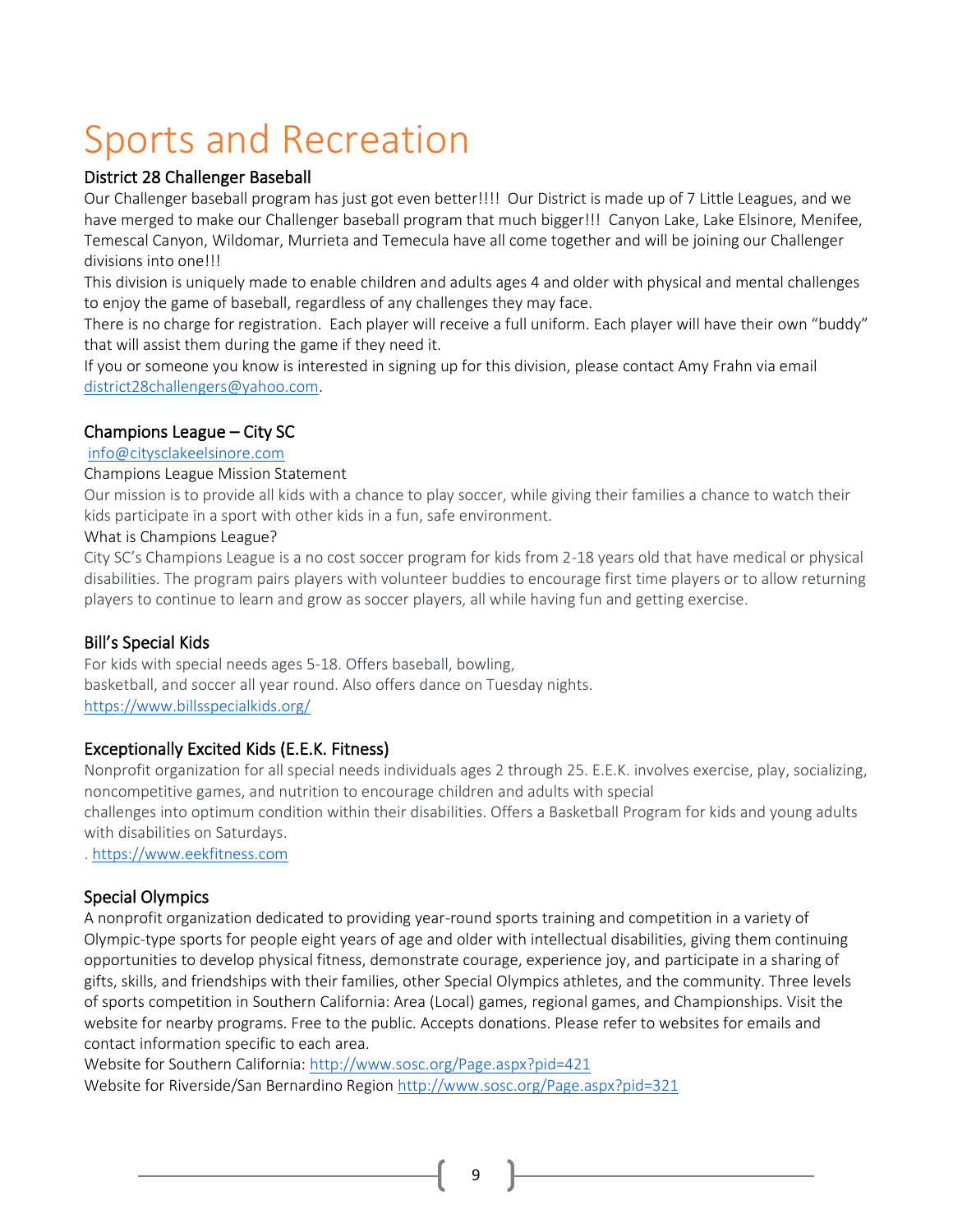# Sports and Recreation

## District 28 Challenger Baseball

Our Challenger baseball program has just got even better!!!! Our District is made up of 7 Little Leagues, and we have merged to make our Challenger baseball program that much bigger!!! Canyon Lake, Lake Elsinore, Menifee, Temescal Canyon, Wildomar, Murrieta and Temecula have all come together and will be joining our Challenger divisions into one!!!

This division is uniquely made to enable children and adults ages 4 and older with physical and mental challenges to enjoy the game of baseball, regardless of any challenges they may face.

There is no charge for registration. Each player will receive a full uniform. Each player will have their own "buddy" that will assist them during the game if they need it.

If you or someone you know is interested in signing up for this division, please contact Amy Frahn via email district28challengers@yahoo.com.

## Champions League – City SC

info@citysclakeelsinore.com

Champions League Mission Statement

Our mission is to provide all kids with a chance to play soccer, while giving their families a chance to watch their kids participate in a sport with other kids in a fun, safe environment.

What is Champions League?

City SC's Champions League is a no cost soccer program for kids from 2-18 years old that have medical or physical disabilities. The program pairs players with volunteer buddies to encourage first time players or to allow returning players to continue to learn and grow as soccer players, all while having fun and getting exercise.

## Bill's Special Kids

For kids with special needs ages 5-18. Offers baseball, bowling,
basketball, and soccer all year round. Also offers dance on Tuesday nights.
https://www.billsspecialkids.org/

## Exceptionally Excited Kids (E.E.K. Fitness)

Nonprofit organization for all special needs individuals ages 2 through 25. E.E.K. involves exercise, play, socializing, noncompetitive games, and nutrition to encourage children and adults with special
challenges into optimum condition within their disabilities. Offers a Basketball Program for kids and young adults with disabilities on Saturdays.

. https://www.eekfitness.com

## Special Olympics

A nonprofit organization dedicated to providing year-round sports training and competition in a variety of Olympic-type sports for people eight years of age and older with intellectual disabilities, giving them continuing opportunities to develop physical fitness, demonstrate courage, experience joy, and participate in a sharing of gifts, skills, and friendships with their families, other Special Olympics athletes, and the community. Three levels of sports competition in Southern California: Area (Local) games, regional games, and Championships. Visit the website for nearby programs. Free to the public. Accepts donations. Please refer to websites for emails and contact information specific to each area.

Website for Southern California: http://www.sosc.org/Page.aspx?pid=421

Website for Riverside/San Bernardino Region http://www.sosc.org/Page.aspx?pid=321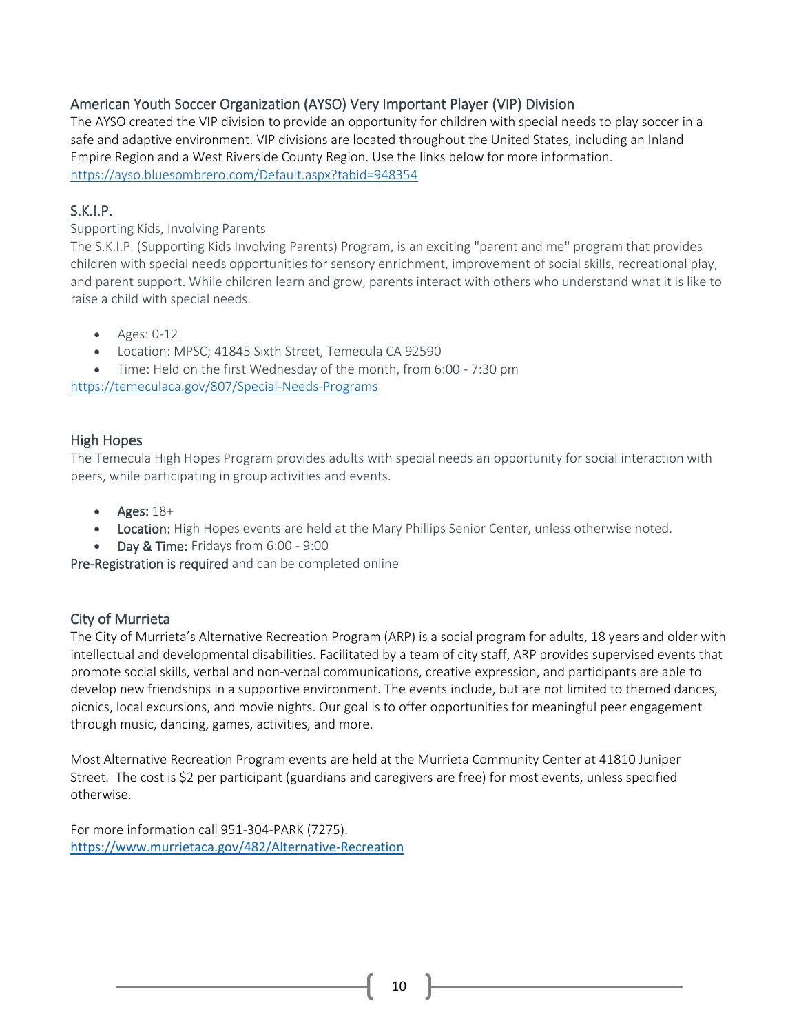## American Youth Soccer Organization (AYSO) Very Important Player (VIP) Division

The AYSO created the VIP division to provide an opportunity for children with special needs to play soccer in a safe and adaptive environment. VIP divisions are located throughout the United States, including an Inland Empire Region and a West Riverside County Region. Use the links below for more information.
https://ayso.bluesombrero.com/Default.aspx?tabid=948354

## S.K.I.P.

Supporting Kids, Involving Parents

The S.K.I.P. (Supporting Kids Involving Parents) Program, is an exciting "parent and me" program that provides children with special needs opportunities for sensory enrichment, improvement of social skills, recreational play, and parent support. While children learn and grow, parents interact with others who understand what it is like to raise a child with special needs.

- Ages: 0-12
- Location: MPSC; 41845 Sixth Street, Temecula CA 92590
- Time: Held on the first Wednesday of the month, from 6:00 - 7:30 pm

https://temeculaca.gov/807/Special-Needs-Programs

## High Hopes

The Temecula High Hopes Program provides adults with special needs an opportunity for social interaction with peers, while participating in group activities and events.

- **Ages:** 18+
- **Location:** High Hopes events are held at the Mary Phillips Senior Center, unless otherwise noted.
- **Day & Time:** Fridays from 6:00 - 9:00

**Pre-Registration is required** and can be completed online

## City of Murrieta

The City of Murrieta's Alternative Recreation Program (ARP) is a social program for adults, 18 years and older with intellectual and developmental disabilities. Facilitated by a team of city staff, ARP provides supervised events that promote social skills, verbal and non-verbal communications, creative expression, and participants are able to develop new friendships in a supportive environment. The events include, but are not limited to themed dances, picnics, local excursions, and movie nights. Our goal is to offer opportunities for meaningful peer engagement through music, dancing, games, activities, and more.

Most Alternative Recreation Program events are held at the Murrieta Community Center at 41810 Juniper Street. The cost is $2 per participant (guardians and caregivers are free) for most events, unless specified otherwise.

For more information call 951-304-PARK (7275).
https://www.murrietaca.gov/482/Alternative-Recreation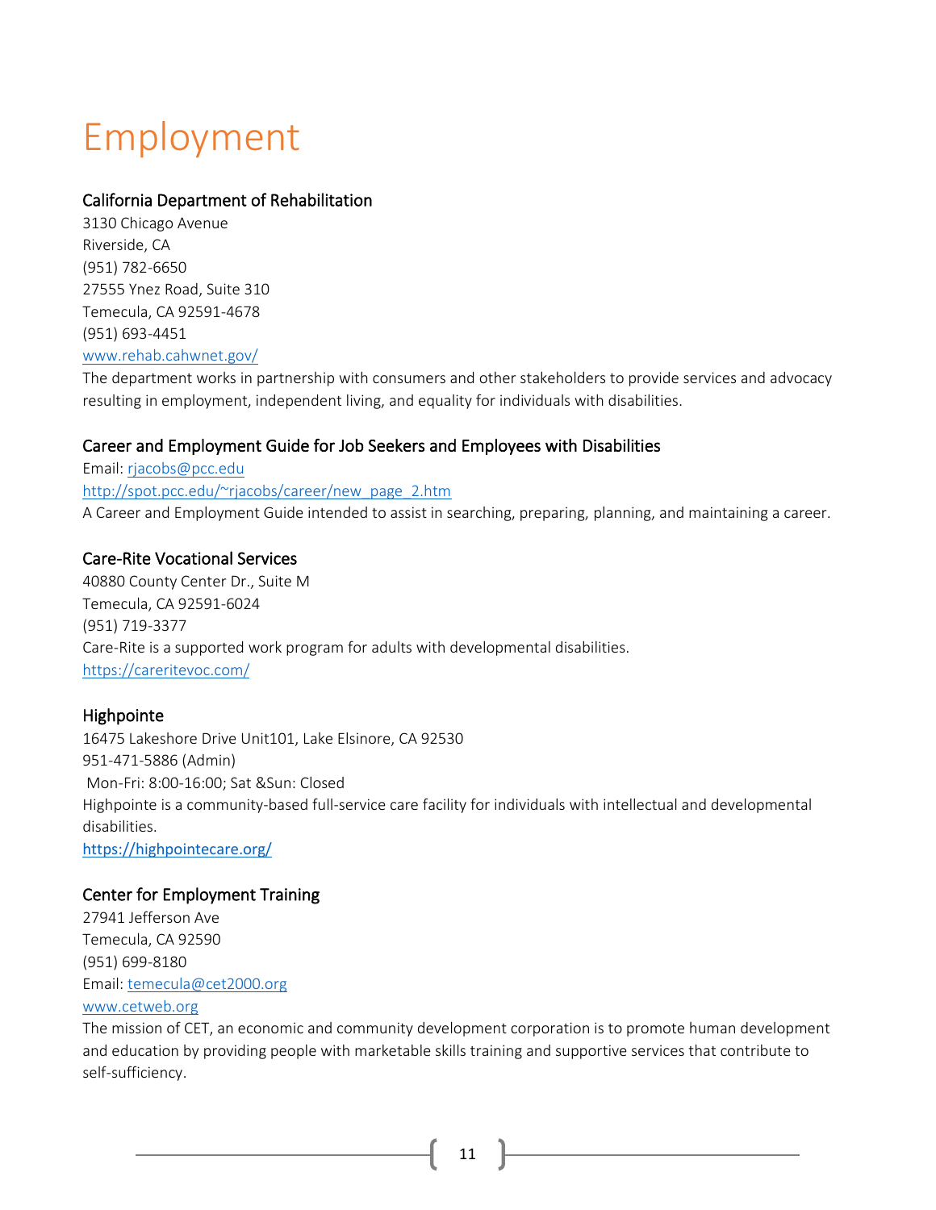# Employment

### California Department of Rehabilitation

3130 Chicago Avenue
Riverside, CA
(951) 782-6650
27555 Ynez Road, Suite 310
Temecula, CA 92591-4678
(951) 693-4451
www.rehab.cahwnet.gov/
The department works in partnership with consumers and other stakeholders to provide services and advocacy resulting in employment, independent living, and equality for individuals with disabilities.

### Career and Employment Guide for Job Seekers and Employees with Disabilities

Email: rjacobs@pcc.edu
http://spot.pcc.edu/~rjacobs/career/new_page_2.htm
A Career and Employment Guide intended to assist in searching, preparing, planning, and maintaining a career.

### Care-Rite Vocational Services

40880 County Center Dr., Suite M
Temecula, CA 92591-6024
(951) 719-3377
Care-Rite is a supported work program for adults with developmental disabilities.
https://careritevoc.com/

### Highpointe

16475 Lakeshore Drive Unit101, Lake Elsinore, CA 92530
951-471-5886 (Admin)
Mon-Fri: 8:00-16:00; Sat &Sun: Closed
Highpointe is a community-based full-service care facility for individuals with intellectual and developmental disabilities.
https://highpointecare.org/

### Center for Employment Training

27941 Jefferson Ave
Temecula, CA 92590
(951) 699-8180
Email: temecula@cet2000.org
www.cetweb.org
The mission of CET, an economic and community development corporation is to promote human development and education by providing people with marketable skills training and supportive services that contribute to self-sufficiency.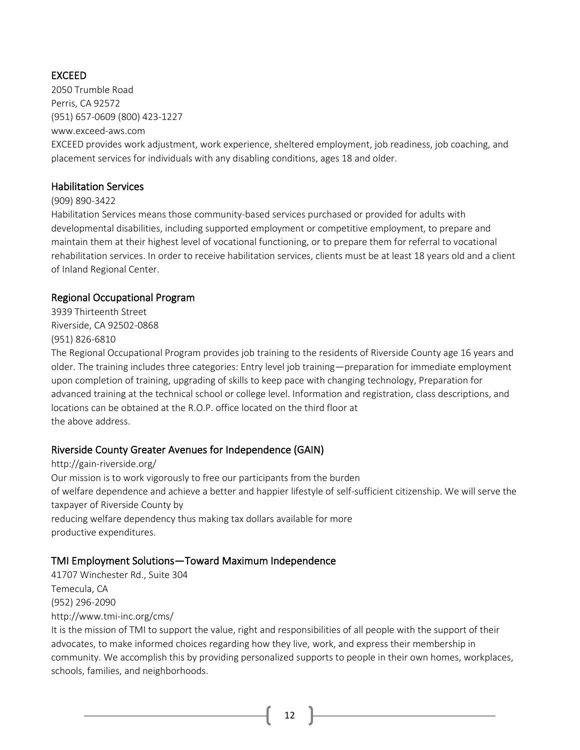## EXCEED

2050 Trumble Road
Perris, CA 92572
(951) 657-0609 (800) 423-1227
www.exceed-aws.com

EXCEED provides work adjustment, work experience, sheltered employment, job readiness, job coaching, and placement services for individuals with any disabling conditions, ages 18 and older.

## Habilitation Services

(909) 890-3422

Habilitation Services means those community-based services purchased or provided for adults with developmental disabilities, including supported employment or competitive employment, to prepare and maintain them at their highest level of vocational functioning, or to prepare them for referral to vocational rehabilitation services. In order to receive habilitation services, clients must be at least 18 years old and a client of Inland Regional Center.

## Regional Occupational Program

3939 Thirteenth Street
Riverside, CA 92502-0868
(951) 826-6810

The Regional Occupational Program provides job training to the residents of Riverside County age 16 years and older. The training includes three categories: Entry level job training—preparation for immediate employment upon completion of training, upgrading of skills to keep pace with changing technology, Preparation for advanced training at the technical school or college level. Information and registration, class descriptions, and locations can be obtained at the R.O.P. office located on the third floor at the above address.

## Riverside County Greater Avenues for Independence (GAIN)

http://gain-riverside.org/

Our mission is to work vigorously to free our participants from the burden of welfare dependence and achieve a better and happier lifestyle of self-sufficient citizenship. We will serve the taxpayer of Riverside County by reducing welfare dependency thus making tax dollars available for more productive expenditures.

## TMI Employment Solutions—Toward Maximum Independence

41707 Winchester Rd., Suite 304
Temecula, CA
(952) 296-2090
http://www.tmi-inc.org/cms/

It is the mission of TMI to support the value, right and responsibilities of all people with the support of their advocates, to make informed choices regarding how they live, work, and express their membership in community. We accomplish this by providing personalized supports to people in their own homes, workplaces, schools, families, and neighborhoods.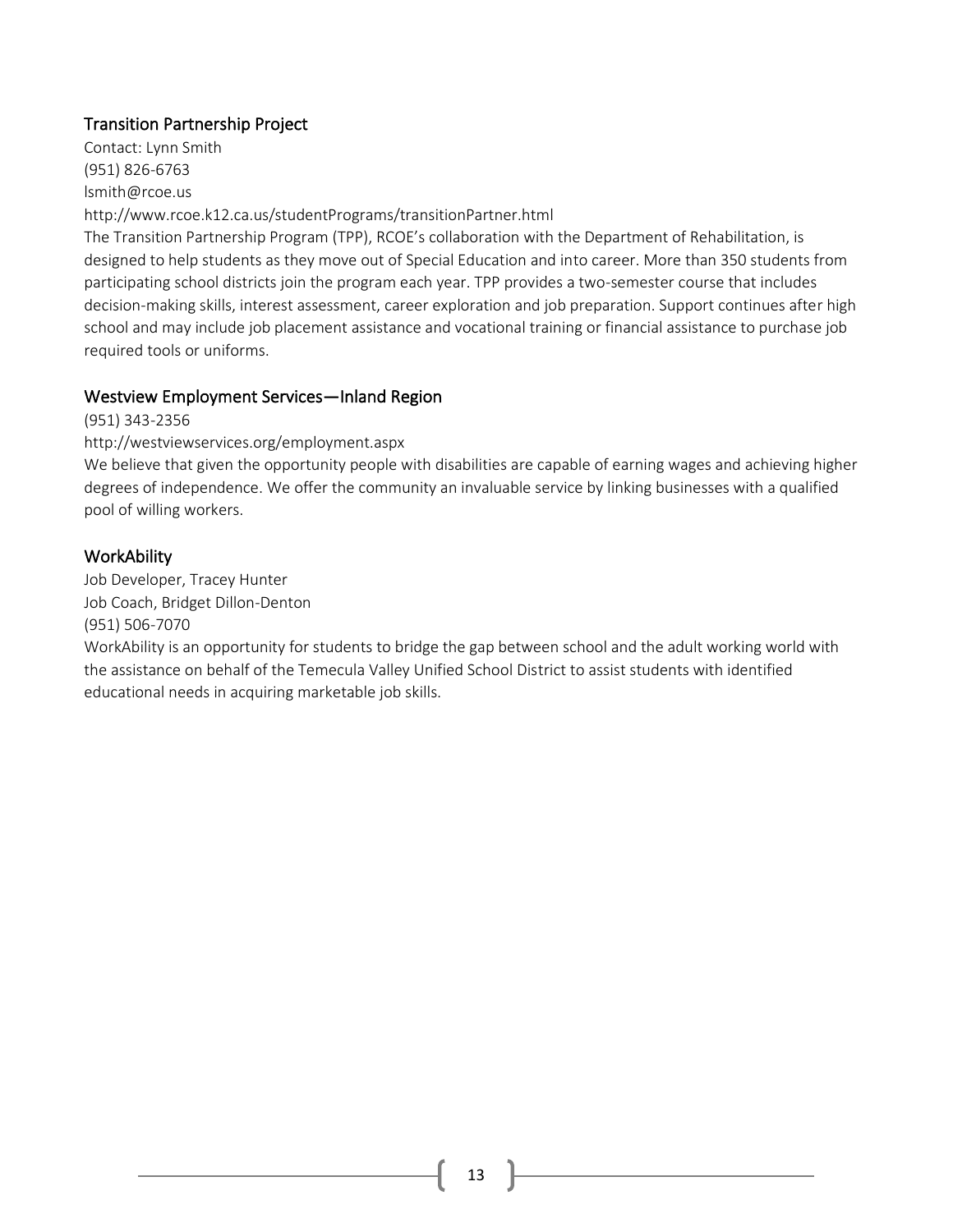## Transition Partnership Project

Contact: Lynn Smith
(951) 826-6763
lsmith@rcoe.us
http://www.rcoe.k12.ca.us/studentPrograms/transitionPartner.html

The Transition Partnership Program (TPP), RCOE's collaboration with the Department of Rehabilitation, is designed to help students as they move out of Special Education and into career. More than 350 students from participating school districts join the program each year. TPP provides a two-semester course that includes decision-making skills, interest assessment, career exploration and job preparation. Support continues after high school and may include job placement assistance and vocational training or financial assistance to purchase job required tools or uniforms.

## Westview Employment Services—Inland Region

(951) 343-2356
http://westviewservices.org/employment.aspx

We believe that given the opportunity people with disabilities are capable of earning wages and achieving higher degrees of independence. We offer the community an invaluable service by linking businesses with a qualified pool of willing workers.

## WorkAbility

Job Developer, Tracey Hunter
Job Coach, Bridget Dillon-Denton
(951) 506-7070

WorkAbility is an opportunity for students to bridge the gap between school and the adult working world with the assistance on behalf of the Temecula Valley Unified School District to assist students with identified educational needs in acquiring marketable job skills.